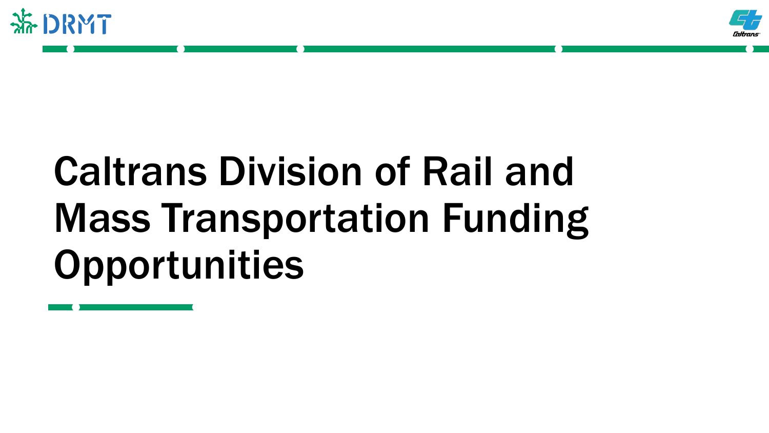# Caltrans Division of Rail and Mass Transportation Funding Opportunities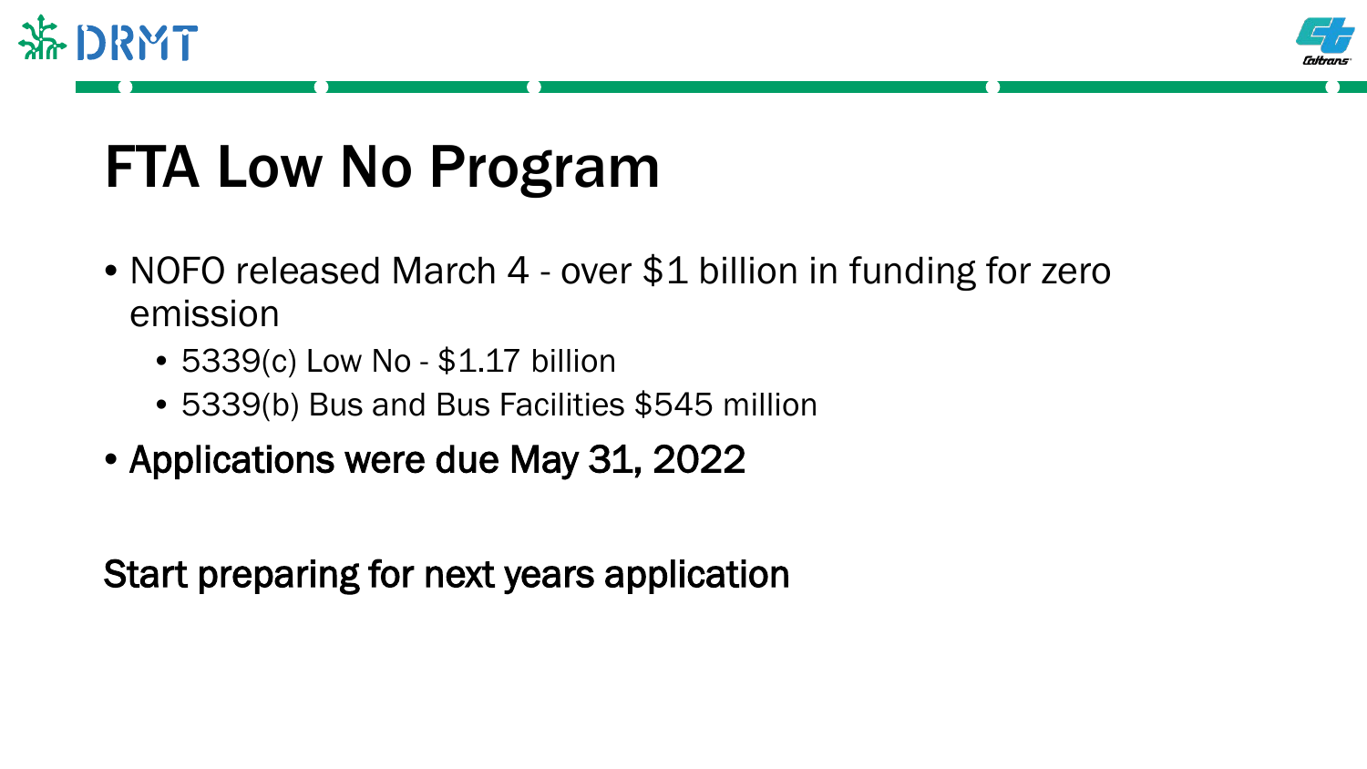# FTA Low No Program

- NOFO released March 4 - over $1 billion in funding for zero emission
  - 5339(c) Low No - $1.17 billion
  - 5339(b) Bus and Bus Facilities $545 million
- **Applications were due May 31, 2022**

**Start preparing for next years application**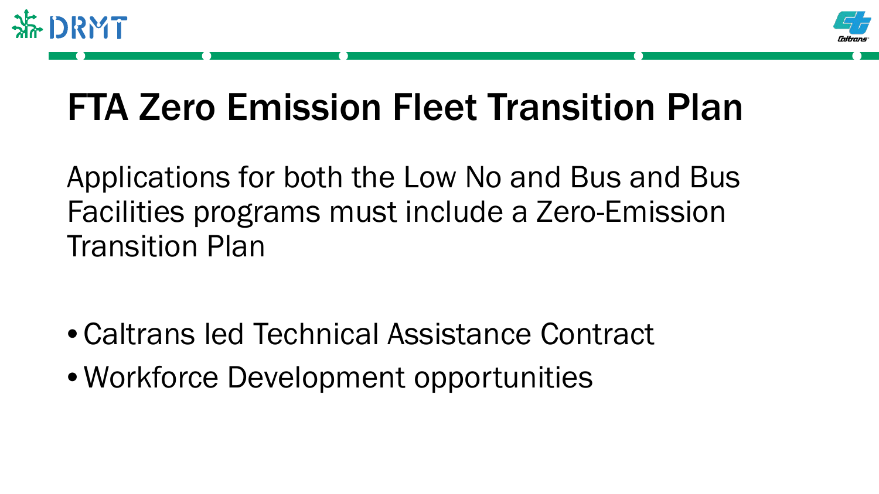# FTA Zero Emission Fleet Transition Plan

Applications for both the Low No and Bus and Bus Facilities programs must include a Zero-Emission Transition Plan

- Caltrans led Technical Assistance Contract
- Workforce Development opportunities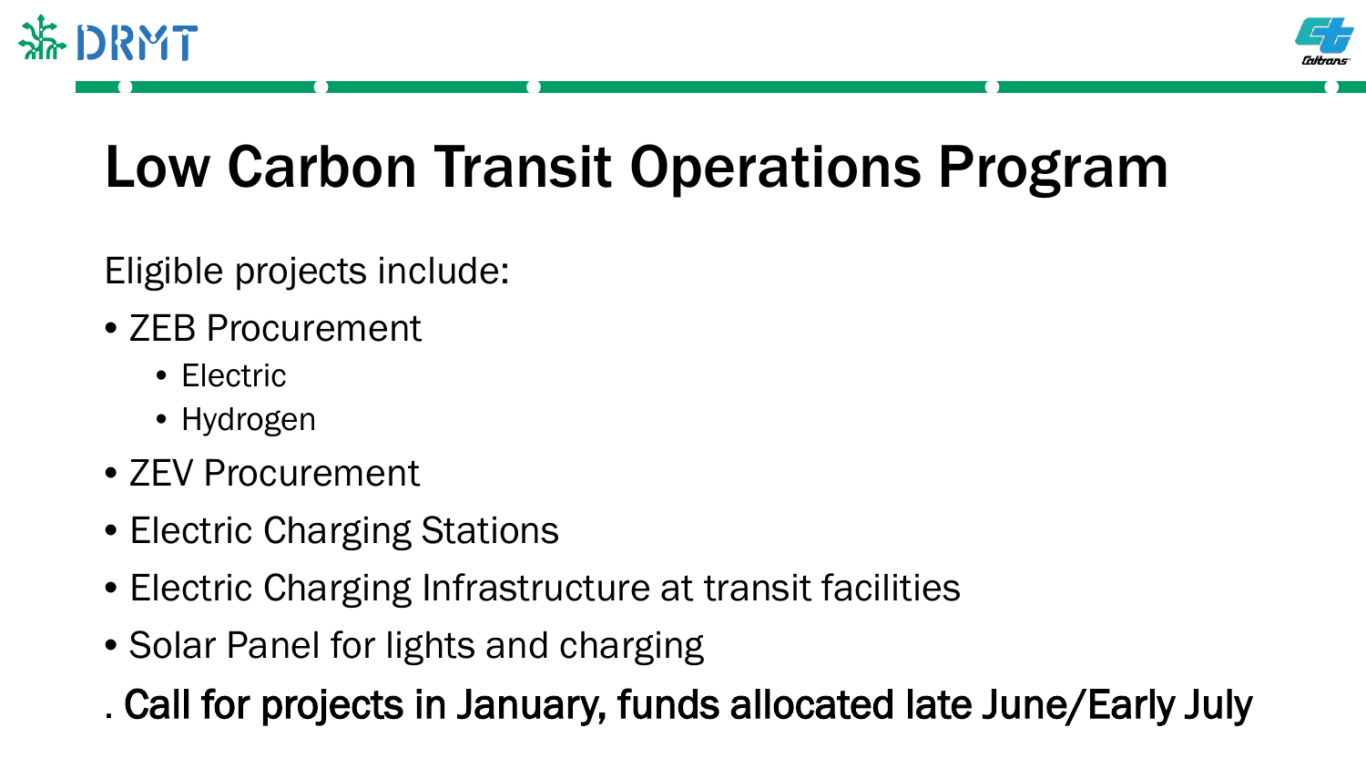# Low Carbon Transit Operations Program

Eligible projects include:

- ZEB Procurement
  - Electric
  - Hydrogen
- ZEV Procurement
- Electric Charging Stations
- Electric Charging Infrastructure at transit facilities
- Solar Panel for lights and charging

. **Call for projects in January, funds allocated late June/Early July**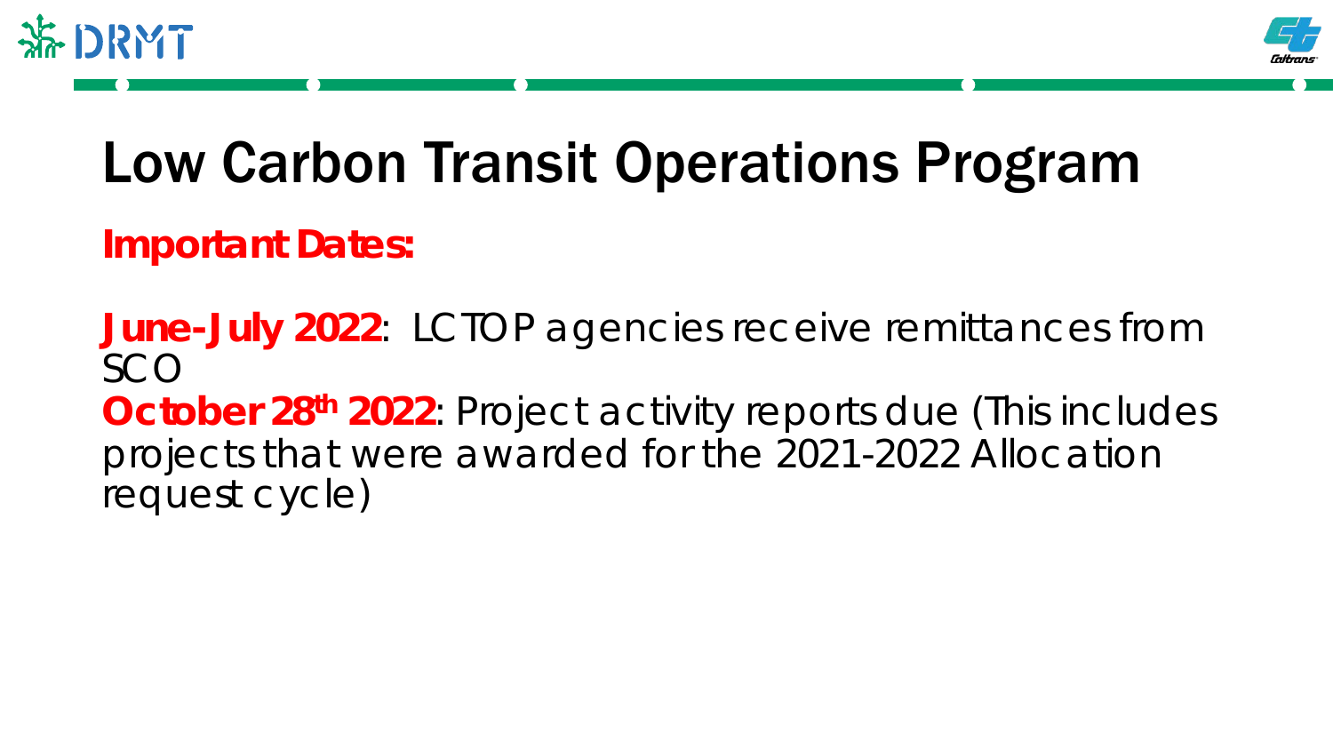# Low Carbon Transit Operations Program

**Important Dates:**

**June-July 2022**: LCTOP agencies receive remittances from SCO

**October 28th 2022**: Project activity reports due (This includes projects that were awarded for the 2021-2022 Allocation request cycle)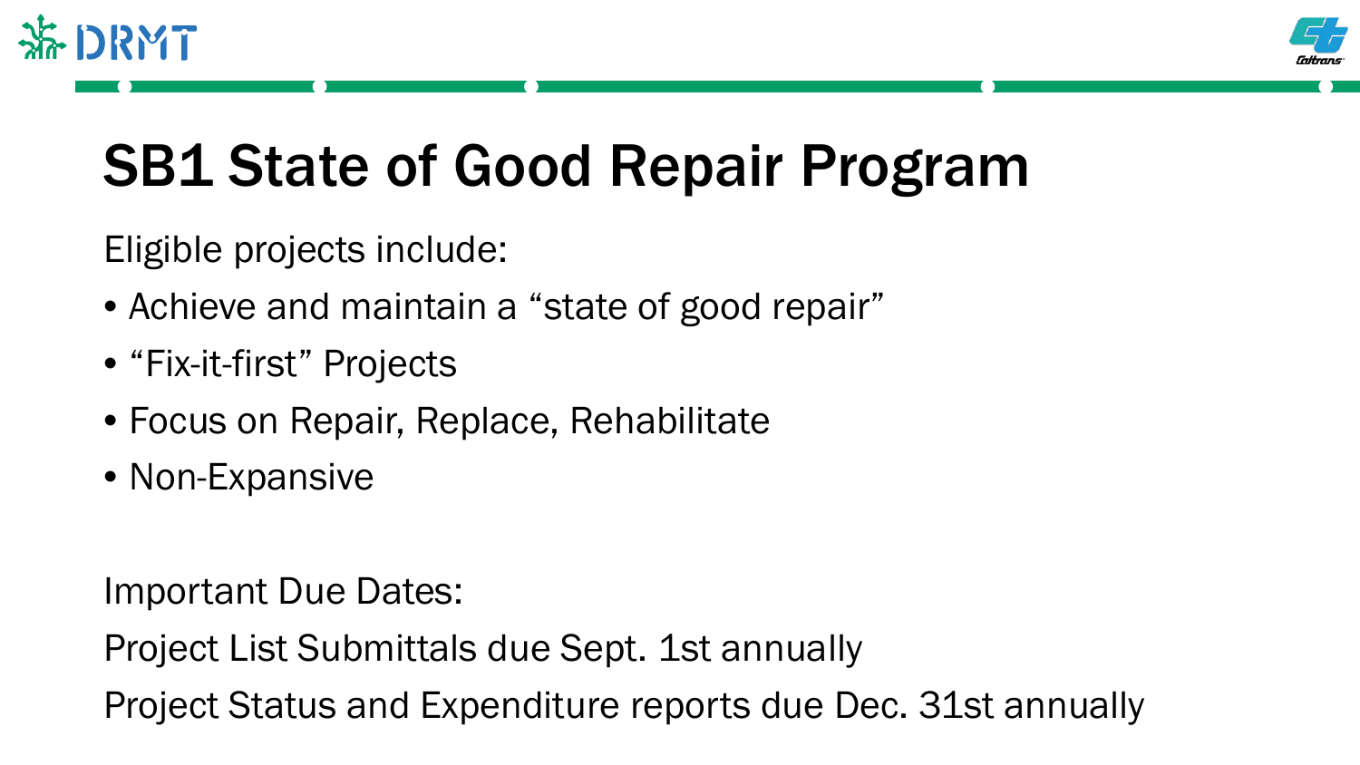# SB1 State of Good Repair Program

Eligible projects include:

- Achieve and maintain a “state of good repair”
- “Fix-it-first” Projects
- Focus on Repair, Replace, Rehabilitate
- Non-Expansive

Important Due Dates:

Project List Submittals due Sept. 1st annually

Project Status and Expenditure reports due Dec. 31st annually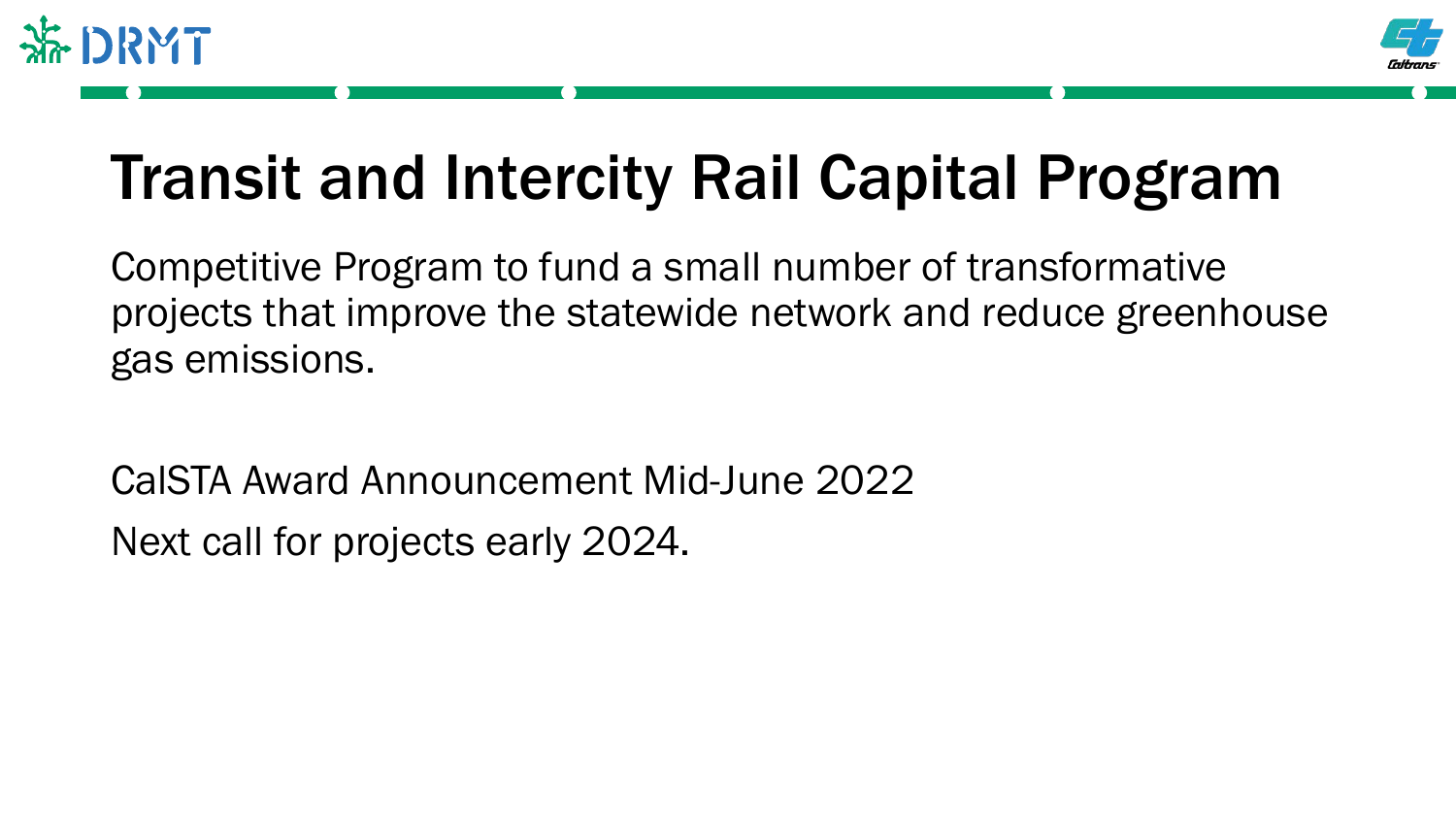# Transit and Intercity Rail Capital Program

Competitive Program to fund a small number of transformative projects that improve the statewide network and reduce greenhouse gas emissions.

CalSTA Award Announcement Mid-June 2022

Next call for projects early 2024.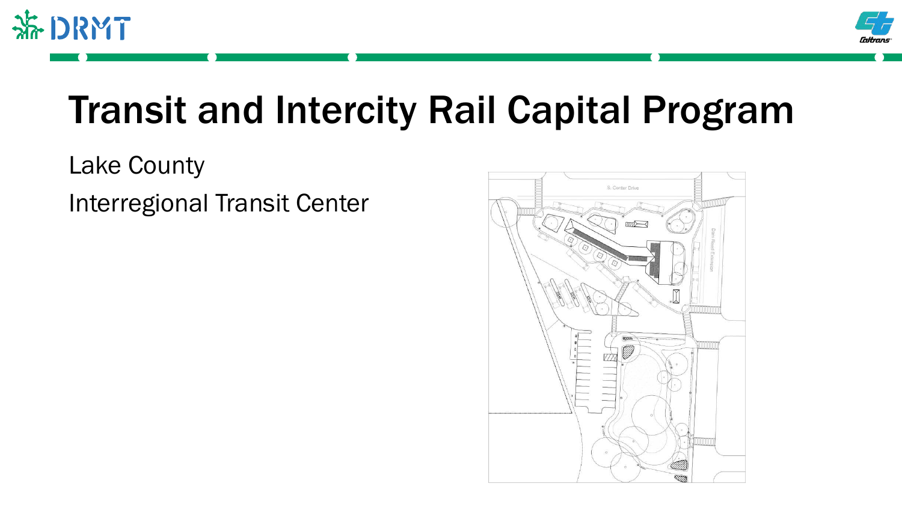# Transit and Intercity Rail Capital Program

Lake County

Interregional Transit Center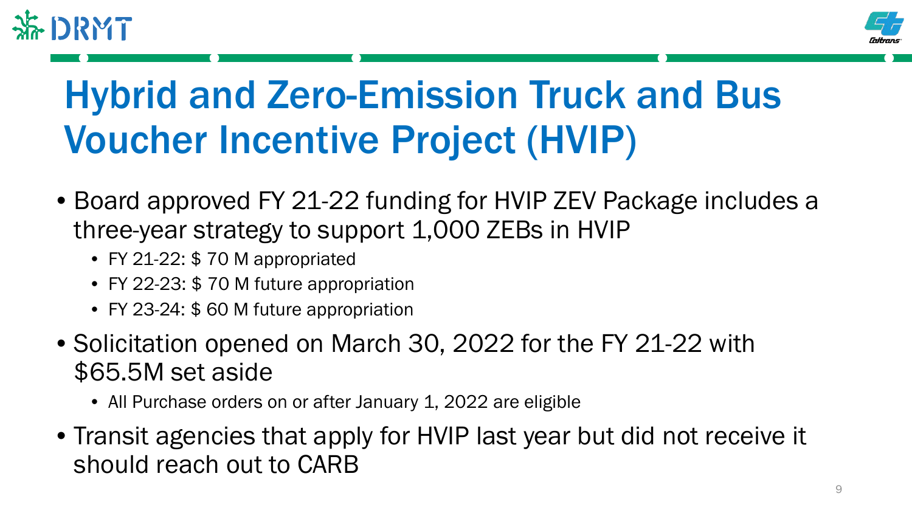# Hybrid and Zero-Emission Truck and Bus Voucher Incentive Project (HVIP)

- Board approved FY 21-22 funding for HVIP ZEV Package includes a three-year strategy to support 1,000 ZEBs in HVIP
  - FY 21-22: $ 70 M appropriated
  - FY 22-23: $ 70 M future appropriation
  - FY 23-24: $ 60 M future appropriation
- Solicitation opened on March 30, 2022 for the FY 21-22 with $65.5M set aside
  - All Purchase orders on or after January 1, 2022 are eligible
- Transit agencies that apply for HVIP last year but did not receive it should reach out to CARB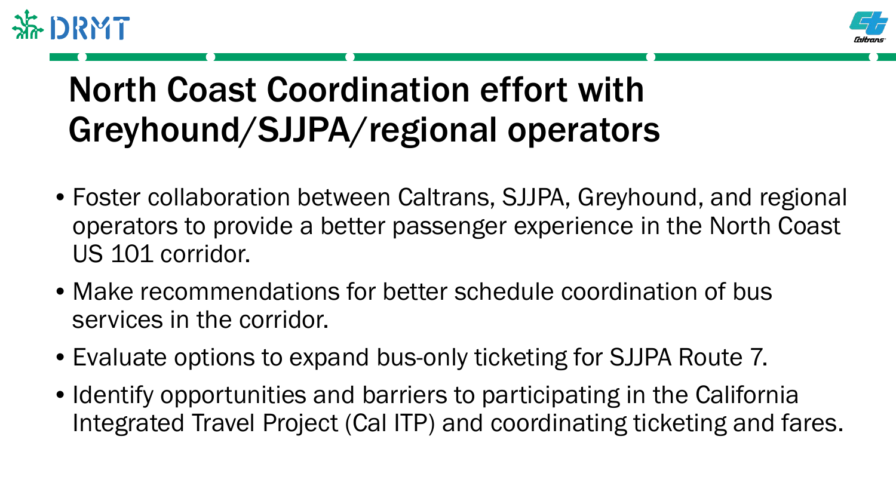# North Coast Coordination effort with Greyhound/SJJPA/regional operators

- Foster collaboration between Caltrans, SJJPA, Greyhound, and regional operators to provide a better passenger experience in the North Coast US 101 corridor.
- Make recommendations for better schedule coordination of bus services in the corridor.
- Evaluate options to expand bus-only ticketing for SJJPA Route 7.
- Identify opportunities and barriers to participating in the California Integrated Travel Project (Cal ITP) and coordinating ticketing and fares.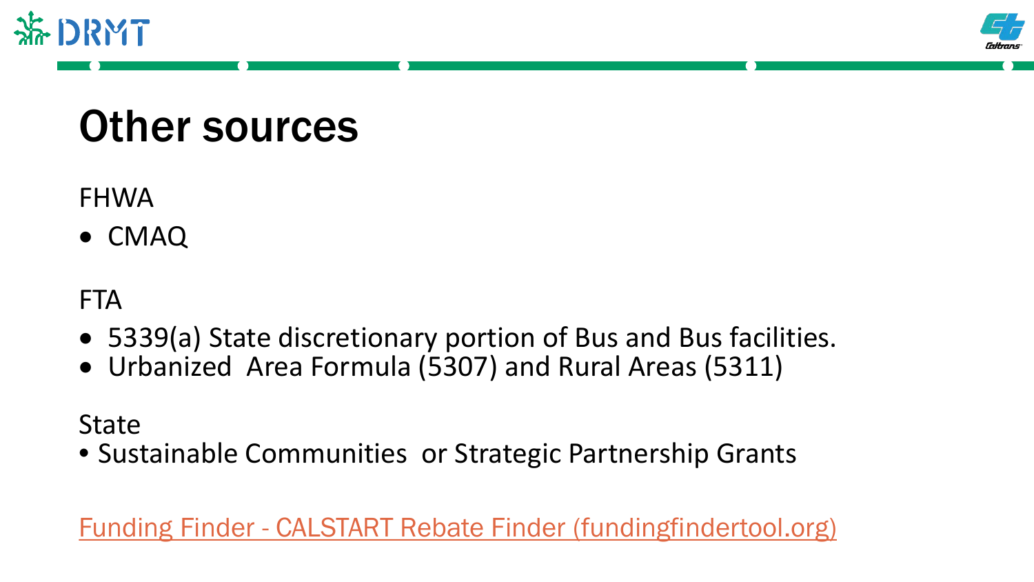# Other sources

FHWA

- CMAQ

FTA

- 5339(a) State discretionary portion of Bus and Bus facilities.
- Urbanized Area Formula (5307) and Rural Areas (5311)

State

- Sustainable Communities or Strategic Partnership Grants

Funding Finder - CALSTART Rebate Finder (fundingfindertool.org)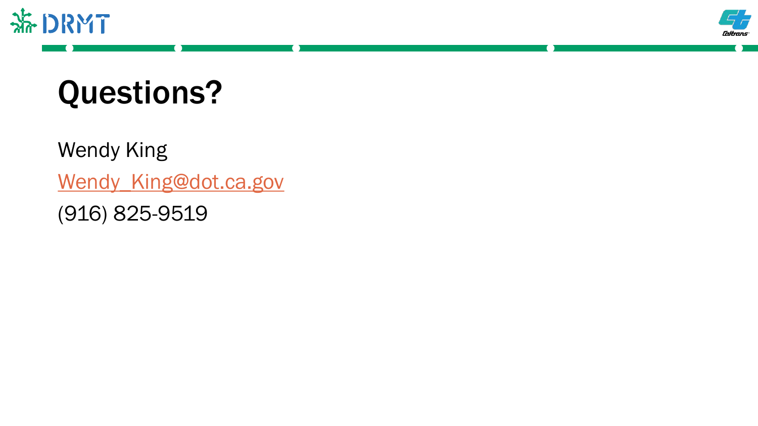# Questions?

Wendy King

Wendy_King@dot.ca.gov

(916) 825-9519